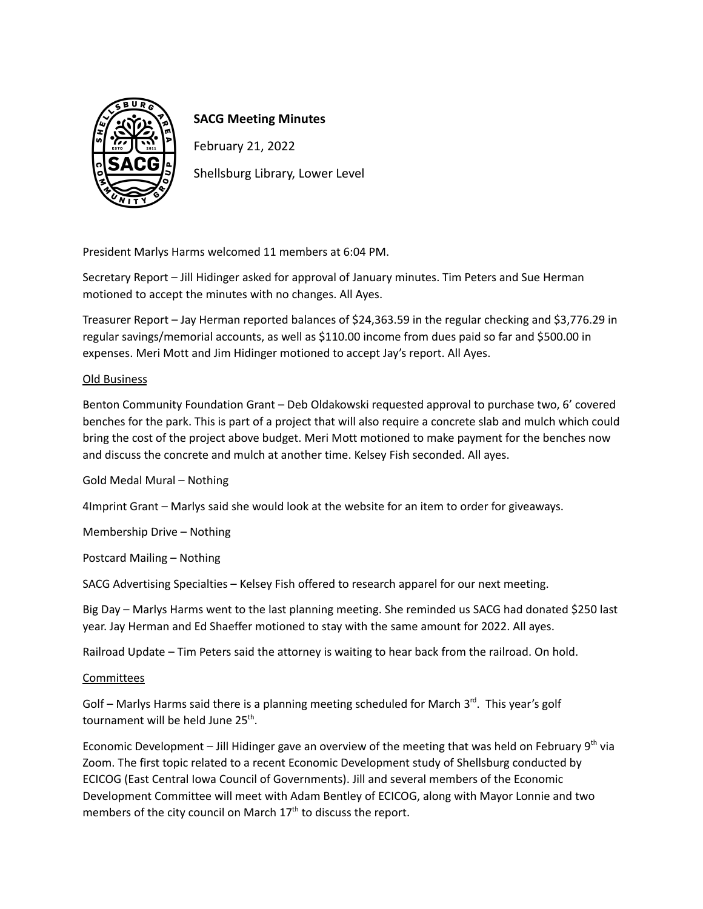**SACG Meeting Minutes**

February 21, 2022

Shellsburg Library, Lower Level

President Marlys Harms welcomed 11 members at 6:04 PM.

Secretary Report – Jill Hidinger asked for approval of January minutes. Tim Peters and Sue Herman motioned to accept the minutes with no changes. All Ayes.

Treasurer Report – Jay Herman reported balances of $24,363.59 in the regular checking and $3,776.29 in regular savings/memorial accounts, as well as $110.00 income from dues paid so far and $500.00 in expenses. Meri Mott and Jim Hidinger motioned to accept Jay's report. All Ayes.

<u>Old Business</u>

Benton Community Foundation Grant – Deb Oldakowski requested approval to purchase two, 6' covered benches for the park. This is part of a project that will also require a concrete slab and mulch which could bring the cost of the project above budget. Meri Mott motioned to make payment for the benches now and discuss the concrete and mulch at another time. Kelsey Fish seconded. All ayes.

Gold Medal Mural – Nothing

4Imprint Grant – Marlys said she would look at the website for an item to order for giveaways.

Membership Drive – Nothing

Postcard Mailing – Nothing

SACG Advertising Specialties – Kelsey Fish offered to research apparel for our next meeting.

Big Day – Marlys Harms went to the last planning meeting. She reminded us SACG had donated $250 last year. Jay Herman and Ed Shaeffer motioned to stay with the same amount for 2022. All ayes.

Railroad Update – Tim Peters said the attorney is waiting to hear back from the railroad. On hold.

<u>Committees</u>

Golf – Marlys Harms said there is a planning meeting scheduled for March 3rd. This year's golf tournament will be held June 25th.

Economic Development – Jill Hidinger gave an overview of the meeting that was held on February 9th via Zoom. The first topic related to a recent Economic Development study of Shellsburg conducted by ECICOG (East Central Iowa Council of Governments). Jill and several members of the Economic Development Committee will meet with Adam Bentley of ECICOG, along with Mayor Lonnie and two members of the city council on March 17th to discuss the report.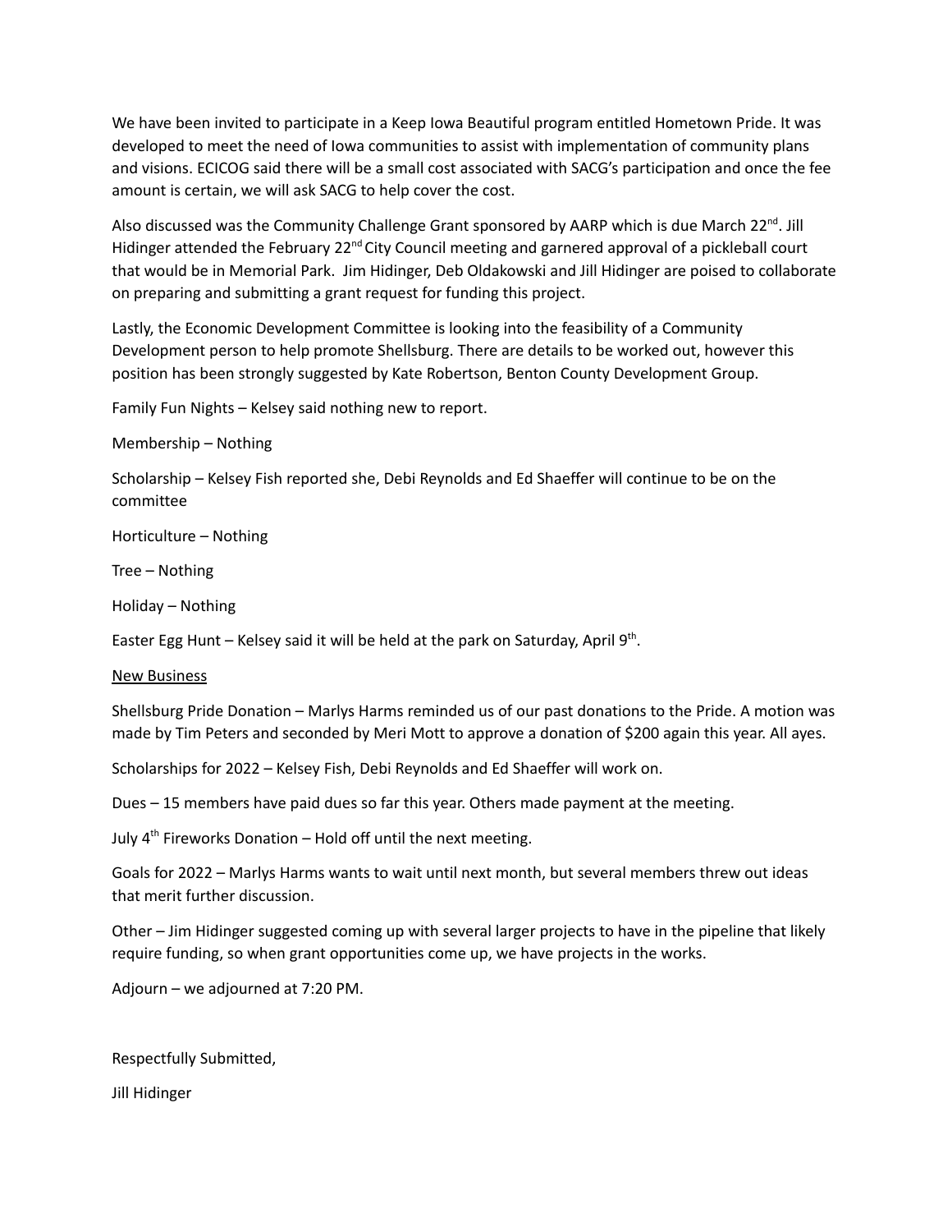We have been invited to participate in a Keep Iowa Beautiful program entitled Hometown Pride. It was developed to meet the need of Iowa communities to assist with implementation of community plans and visions. ECICOG said there will be a small cost associated with SACG's participation and once the fee amount is certain, we will ask SACG to help cover the cost.

Also discussed was the Community Challenge Grant sponsored by AARP which is due March 22nd. Jill Hidinger attended the February 22nd City Council meeting and garnered approval of a pickleball court that would be in Memorial Park. Jim Hidinger, Deb Oldakowski and Jill Hidinger are poised to collaborate on preparing and submitting a grant request for funding this project.

Lastly, the Economic Development Committee is looking into the feasibility of a Community Development person to help promote Shellsburg. There are details to be worked out, however this position has been strongly suggested by Kate Robertson, Benton County Development Group.

Family Fun Nights – Kelsey said nothing new to report.

Membership – Nothing

Scholarship – Kelsey Fish reported she, Debi Reynolds and Ed Shaeffer will continue to be on the committee

Horticulture – Nothing

Tree – Nothing

Holiday – Nothing

Easter Egg Hunt – Kelsey said it will be held at the park on Saturday, April 9th.

<u>New Business</u>

Shellsburg Pride Donation – Marlys Harms reminded us of our past donations to the Pride. A motion was made by Tim Peters and seconded by Meri Mott to approve a donation of $200 again this year. All ayes.

Scholarships for 2022 – Kelsey Fish, Debi Reynolds and Ed Shaeffer will work on.

Dues – 15 members have paid dues so far this year. Others made payment at the meeting.

July 4th Fireworks Donation – Hold off until the next meeting.

Goals for 2022 – Marlys Harms wants to wait until next month, but several members threw out ideas that merit further discussion.

Other – Jim Hidinger suggested coming up with several larger projects to have in the pipeline that likely require funding, so when grant opportunities come up, we have projects in the works.

Adjourn – we adjourned at 7:20 PM.

Respectfully Submitted,

Jill Hidinger